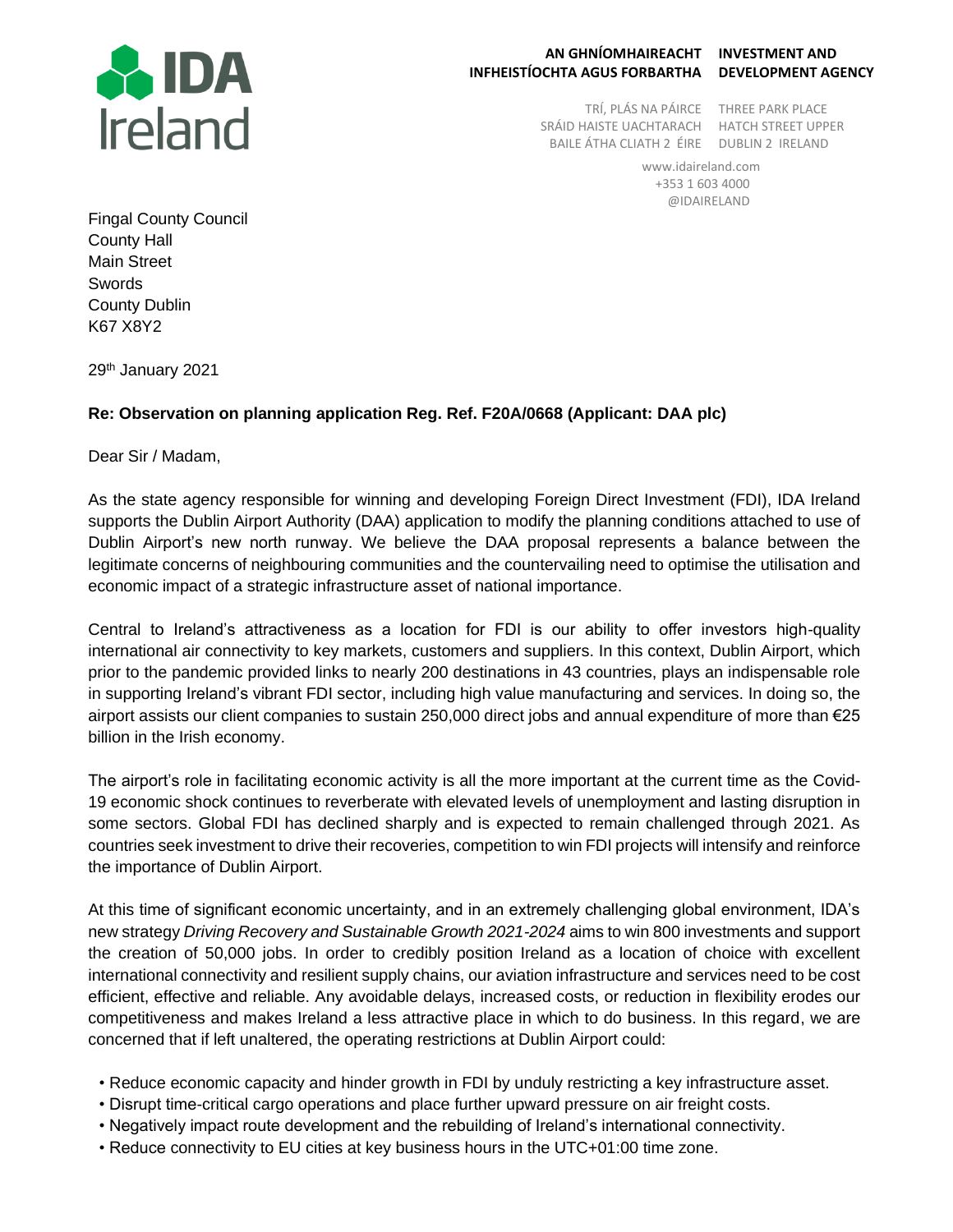**IDA Ireland**

**AN GHNÍOMHAIREACHT INFHEISTÍOCHTA AGUS FORBARTHA** | **INVESTMENT AND DEVELOPMENT AGENCY**

TRÍ, PLÁS NA PÁIRCE
SRÁID HAISTE UACHTARACH
BAILE ÁTHA CLIATH 2 ÉIRE

THREE PARK PLACE
HATCH STREET UPPER
DUBLIN 2 IRELAND

www.idaireland.com
+353 1 603 4000
@IDAIRELAND

Fingal County Council
County Hall
Main Street
Swords
County Dublin
K67 X8Y2

29th January 2021

**Re: Observation on planning application Reg. Ref. F20A/0668 (Applicant: DAA plc)**

Dear Sir / Madam,

As the state agency responsible for winning and developing Foreign Direct Investment (FDI), IDA Ireland supports the Dublin Airport Authority (DAA) application to modify the planning conditions attached to use of Dublin Airport's new north runway. We believe the DAA proposal represents a balance between the legitimate concerns of neighbouring communities and the countervailing need to optimise the utilisation and economic impact of a strategic infrastructure asset of national importance.

Central to Ireland's attractiveness as a location for FDI is our ability to offer investors high-quality international air connectivity to key markets, customers and suppliers. In this context, Dublin Airport, which prior to the pandemic provided links to nearly 200 destinations in 43 countries, plays an indispensable role in supporting Ireland's vibrant FDI sector, including high value manufacturing and services. In doing so, the airport assists our client companies to sustain 250,000 direct jobs and annual expenditure of more than €25 billion in the Irish economy.

The airport's role in facilitating economic activity is all the more important at the current time as the Covid-19 economic shock continues to reverberate with elevated levels of unemployment and lasting disruption in some sectors. Global FDI has declined sharply and is expected to remain challenged through 2021. As countries seek investment to drive their recoveries, competition to win FDI projects will intensify and reinforce the importance of Dublin Airport.

At this time of significant economic uncertainty, and in an extremely challenging global environment, IDA's new strategy *Driving Recovery and Sustainable Growth 2021-2024* aims to win 800 investments and support the creation of 50,000 jobs. In order to credibly position Ireland as a location of choice with excellent international connectivity and resilient supply chains, our aviation infrastructure and services need to be cost efficient, effective and reliable. Any avoidable delays, increased costs, or reduction in flexibility erodes our competitiveness and makes Ireland a less attractive place in which to do business. In this regard, we are concerned that if left unaltered, the operating restrictions at Dublin Airport could:

- Reduce economic capacity and hinder growth in FDI by unduly restricting a key infrastructure asset.
- Disrupt time-critical cargo operations and place further upward pressure on air freight costs.
- Negatively impact route development and the rebuilding of Ireland's international connectivity.
- Reduce connectivity to EU cities at key business hours in the UTC+01:00 time zone.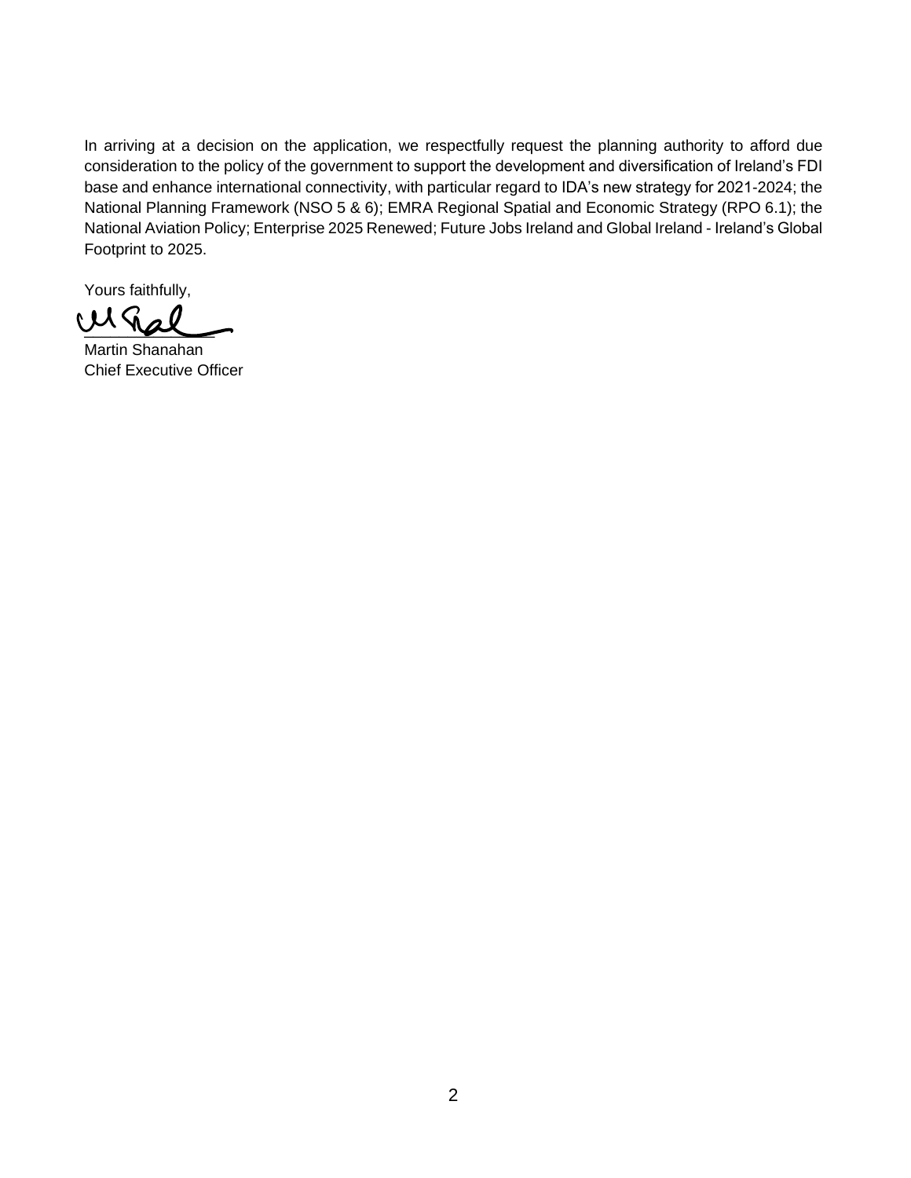In arriving at a decision on the application, we respectfully request the planning authority to afford due consideration to the policy of the government to support the development and diversification of Ireland's FDI base and enhance international connectivity, with particular regard to IDA's new strategy for 2021-2024; the National Planning Framework (NSO 5 & 6); EMRA Regional Spatial and Economic Strategy (RPO 6.1); the National Aviation Policy; Enterprise 2025 Renewed; Future Jobs Ireland and Global Ireland - Ireland's Global Footprint to 2025.

Yours faithfully,

Martin Shanahan
Chief Executive Officer